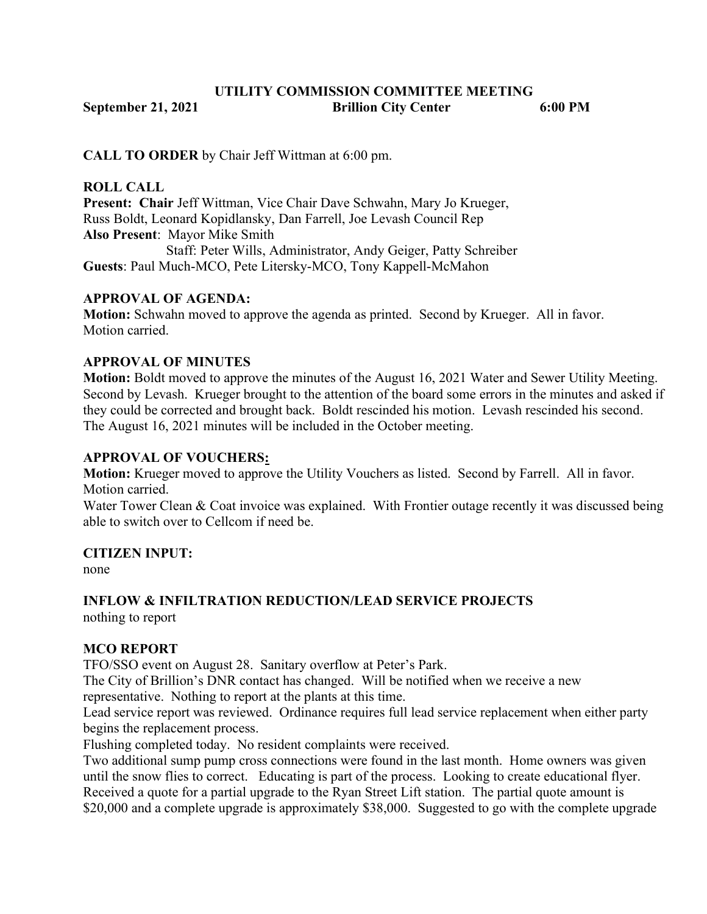# UTILITY COMMISSION COMMITTEE MEETING

**September 21, 2021** **Brillion City Center** **6:00 PM**

**CALL TO ORDER** by Chair Jeff Wittman at 6:00 pm.

**ROLL CALL**

**Present: Chair** Jeff Wittman, Vice Chair Dave Schwahn, Mary Jo Krueger, Russ Boldt, Leonard Kopidlansky, Dan Farrell, Joe Levash Council Rep

**Also Present**: Mayor Mike Smith

Staff: Peter Wills, Administrator, Andy Geiger, Patty Schreiber

**Guests**: Paul Much-MCO, Pete Litersky-MCO, Tony Kappell-McMahon

**APPROVAL OF AGENDA:**

**Motion:** Schwahn moved to approve the agenda as printed. Second by Krueger. All in favor. Motion carried.

**APPROVAL OF MINUTES**

**Motion:** Boldt moved to approve the minutes of the August 16, 2021 Water and Sewer Utility Meeting. Second by Levash. Krueger brought to the attention of the board some errors in the minutes and asked if they could be corrected and brought back. Boldt rescinded his motion. Levash rescinded his second. The August 16, 2021 minutes will be included in the October meeting.

**APPROVAL OF VOUCHERS:**

**Motion:** Krueger moved to approve the Utility Vouchers as listed. Second by Farrell. All in favor. Motion carried.

Water Tower Clean & Coat invoice was explained. With Frontier outage recently it was discussed being able to switch over to Cellcom if need be.

**CITIZEN INPUT:**

none

**INFLOW & INFILTRATION REDUCTION/LEAD SERVICE PROJECTS**

nothing to report

**MCO REPORT**

TFO/SSO event on August 28. Sanitary overflow at Peter's Park.

The City of Brillion's DNR contact has changed. Will be notified when we receive a new representative. Nothing to report at the plants at this time.

Lead service report was reviewed. Ordinance requires full lead service replacement when either party begins the replacement process.

Flushing completed today. No resident complaints were received.

Two additional sump pump cross connections were found in the last month. Home owners was given until the snow flies to correct. Educating is part of the process. Looking to create educational flyer.

Received a quote for a partial upgrade to the Ryan Street Lift station. The partial quote amount is $20,000 and a complete upgrade is approximately $38,000. Suggested to go with the complete upgrade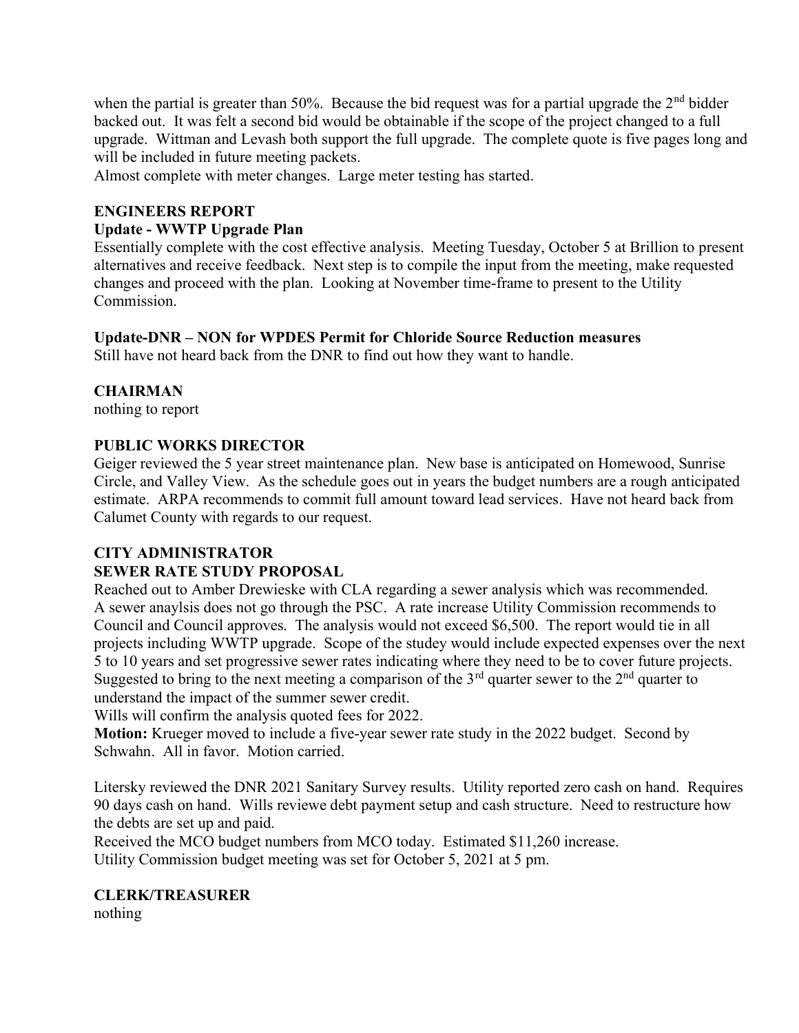when the partial is greater than 50%. Because the bid request was for a partial upgrade the 2nd bidder backed out. It was felt a second bid would be obtainable if the scope of the project changed to a full upgrade. Wittman and Levash both support the full upgrade. The complete quote is five pages long and will be included in future meeting packets.

Almost complete with meter changes. Large meter testing has started.

**ENGINEERS REPORT**

**Update - WWTP Upgrade Plan**

Essentially complete with the cost effective analysis. Meeting Tuesday, October 5 at Brillion to present alternatives and receive feedback. Next step is to compile the input from the meeting, make requested changes and proceed with the plan. Looking at November time-frame to present to the Utility Commission.

**Update-DNR – NON for WPDES Permit for Chloride Source Reduction measures**

Still have not heard back from the DNR to find out how they want to handle.

**CHAIRMAN**

nothing to report

**PUBLIC WORKS DIRECTOR**

Geiger reviewed the 5 year street maintenance plan. New base is anticipated on Homewood, Sunrise Circle, and Valley View. As the schedule goes out in years the budget numbers are a rough anticipated estimate. ARPA recommends to commit full amount toward lead services. Have not heard back from Calumet County with regards to our request.

**CITY ADMINISTRATOR**

**SEWER RATE STUDY PROPOSAL**

Reached out to Amber Drewieske with CLA regarding a sewer analysis which was recommended. A sewer anaylsis does not go through the PSC. A rate increase Utility Commission recommends to Council and Council approves. The analysis would not exceed $6,500. The report would tie in all projects including WWTP upgrade. Scope of the studey would include expected expenses over the next 5 to 10 years and set progressive sewer rates indicating where they need to be to cover future projects. Suggested to bring to the next meeting a comparison of the 3rd quarter sewer to the 2nd quarter to understand the impact of the summer sewer credit.

Wills will confirm the analysis quoted fees for 2022.

**Motion:** Krueger moved to include a five-year sewer rate study in the 2022 budget. Second by Schwahn. All in favor. Motion carried.

Litersky reviewed the DNR 2021 Sanitary Survey results. Utility reported zero cash on hand. Requires 90 days cash on hand. Wills reviewe debt payment setup and cash structure. Need to restructure how the debts are set up and paid.

Received the MCO budget numbers from MCO today. Estimated $11,260 increase.

Utility Commission budget meeting was set for October 5, 2021 at 5 pm.

**CLERK/TREASURER**

nothing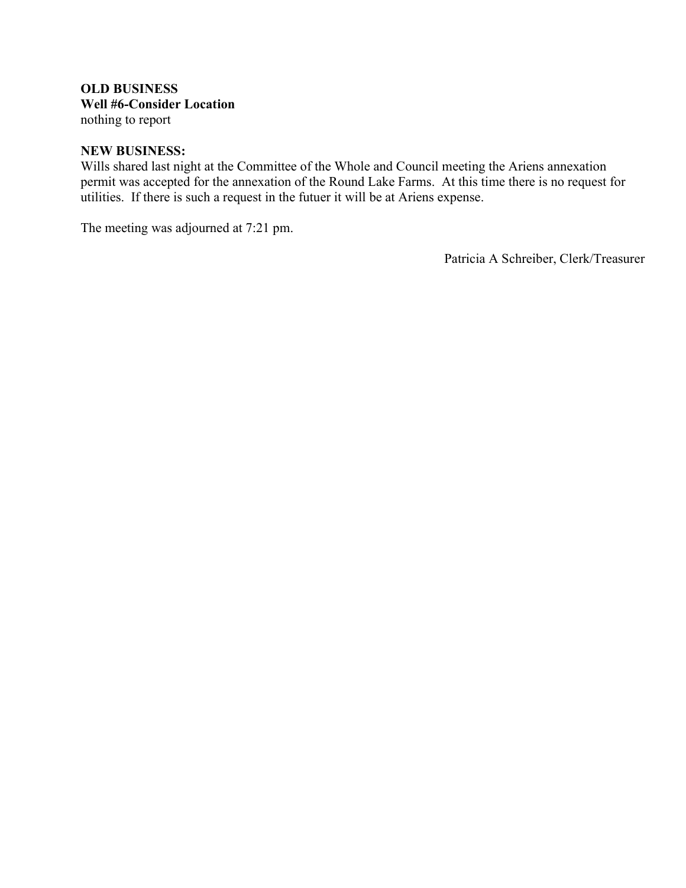**OLD BUSINESS**
**Well #6-Consider Location**
nothing to report

**NEW BUSINESS:**
Wills shared last night at the Committee of the Whole and Council meeting the Ariens annexation permit was accepted for the annexation of the Round Lake Farms. At this time there is no request for utilities. If there is such a request in the futuer it will be at Ariens expense.

The meeting was adjourned at 7:21 pm.

Patricia A Schreiber, Clerk/Treasurer